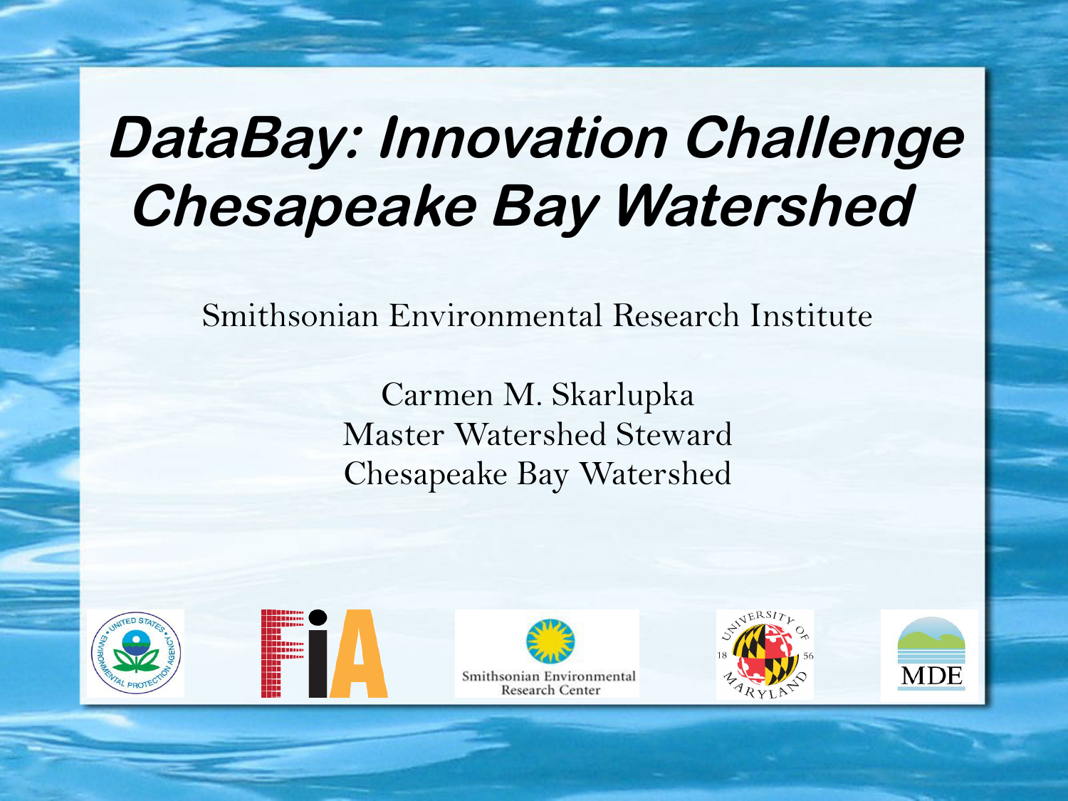# DataBay: Innovation Challenge Chesapeake Bay Watershed

Smithsonian Environmental Research Institute

Carmen M. Skarlupka
Master Watershed Steward
Chesapeake Bay Watershed

Smithsonian Environmental Research Center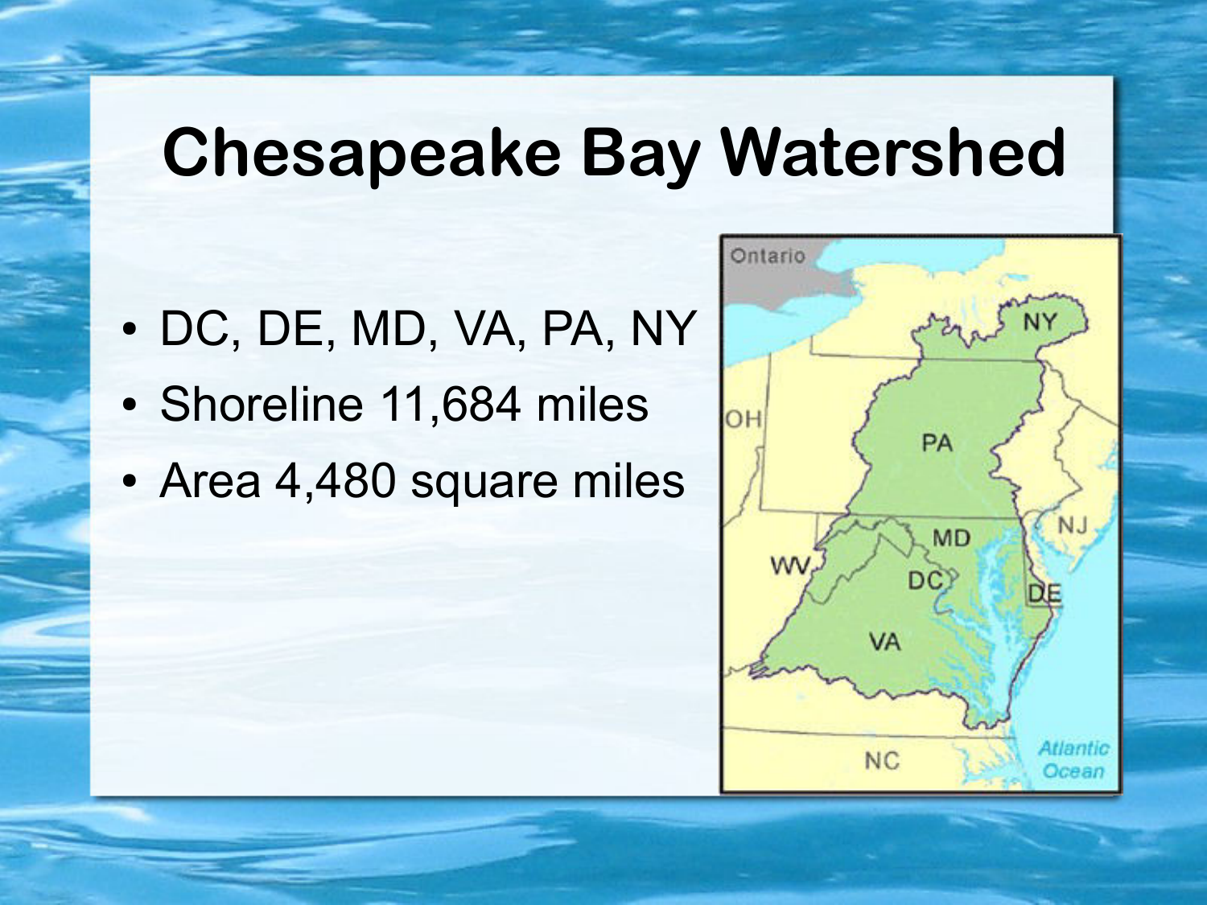# Chesapeake Bay Watershed

- DC, DE, MD, VA, PA, NY
- Shoreline 11,684 miles
- Area 4,480 square miles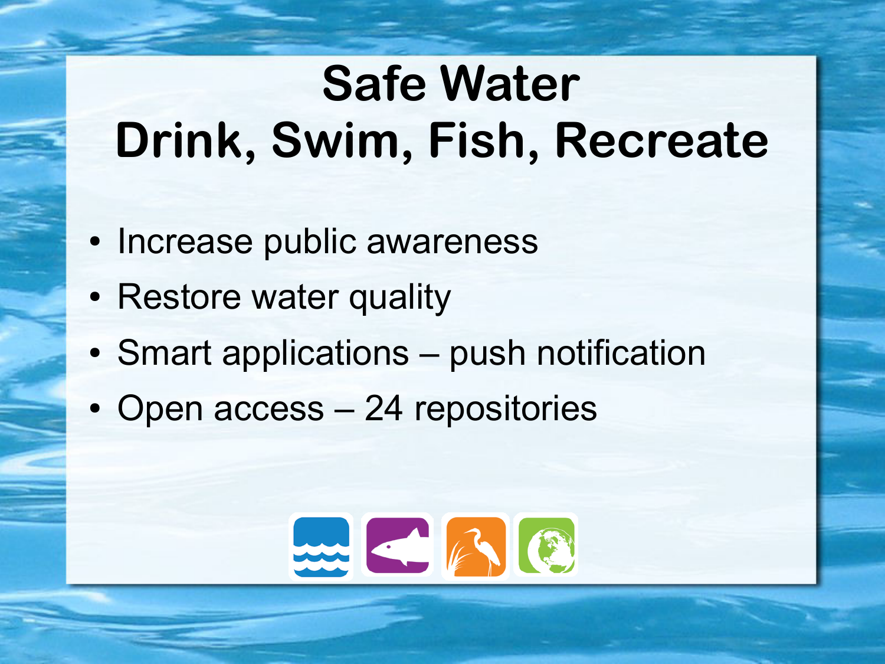# Safe Water
# Drink, Swim, Fish, Recreate

- Increase public awareness
- Restore water quality
- Smart applications – push notification
- Open access – 24 repositories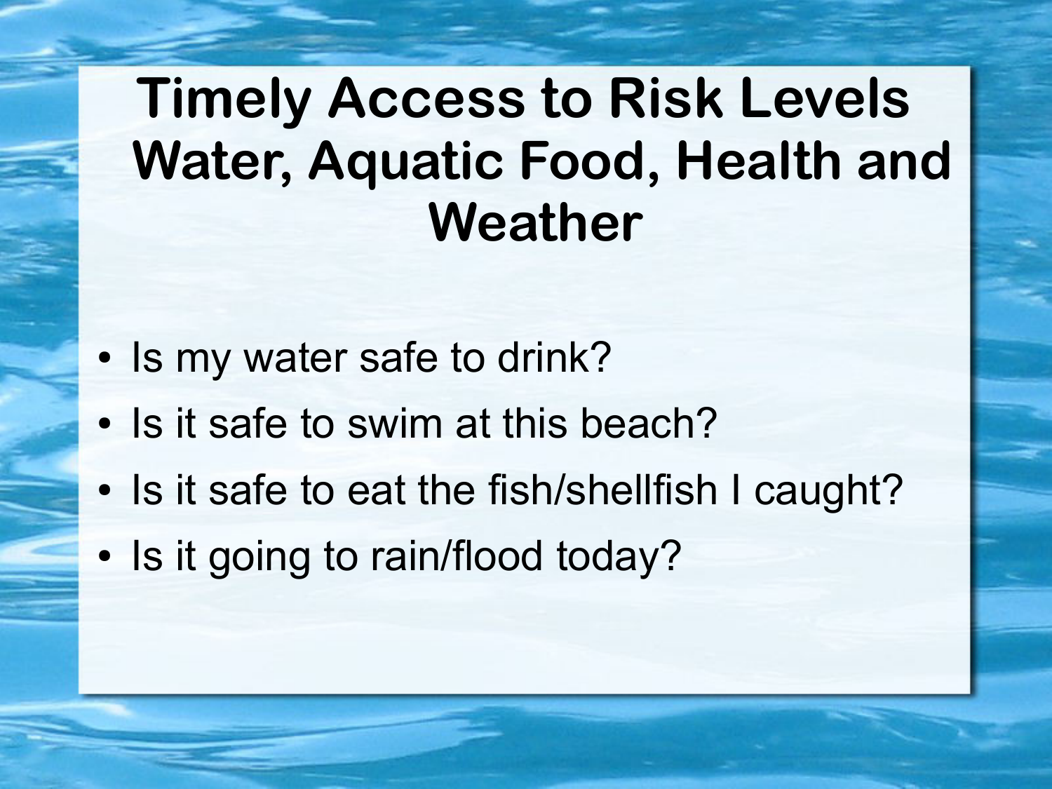# Timely Access to Risk Levels Water, Aquatic Food, Health and Weather

- Is my water safe to drink?
- Is it safe to swim at this beach?
- Is it safe to eat the fish/shellfish I caught?
- Is it going to rain/flood today?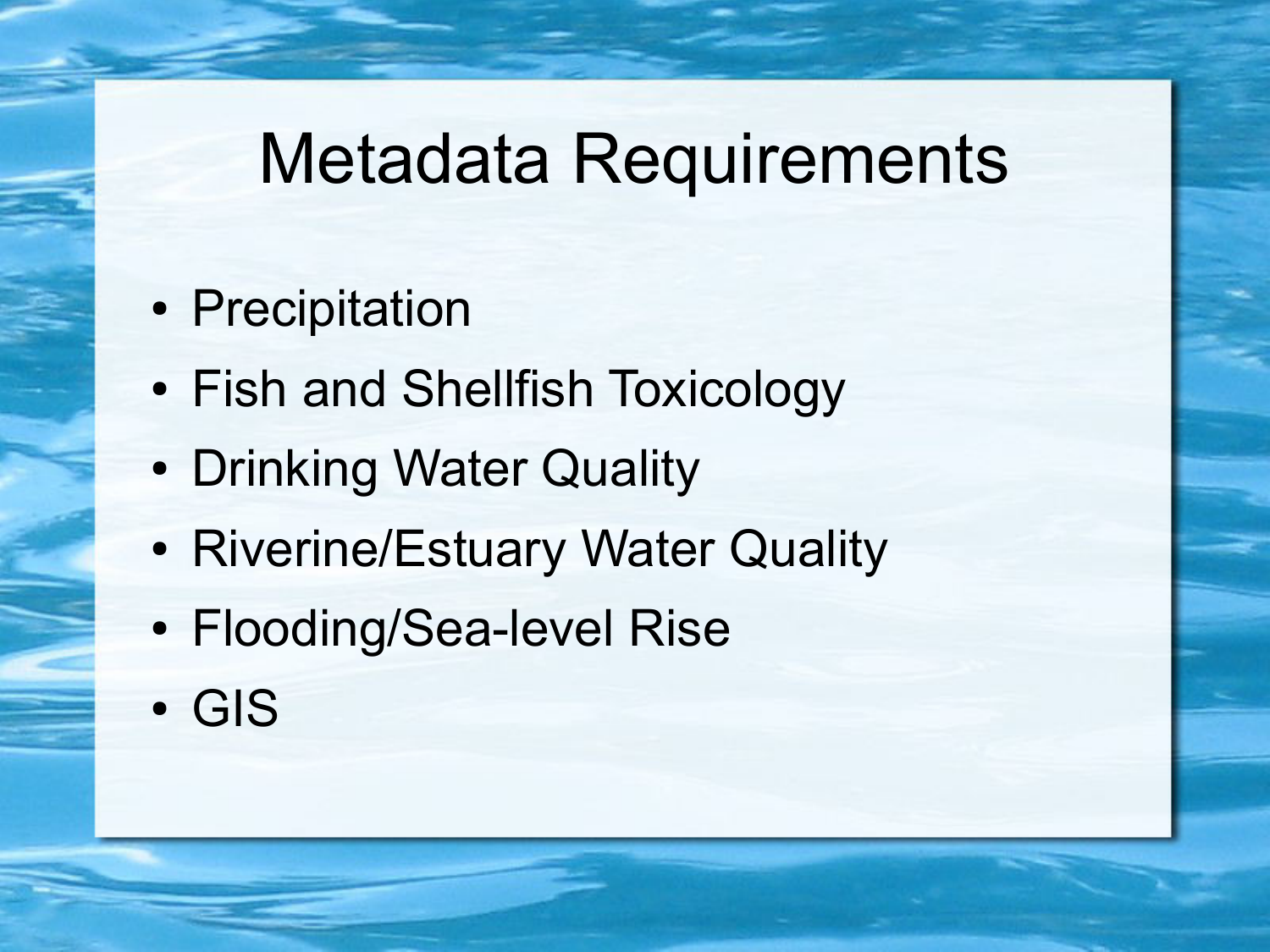# Metadata Requirements

- Precipitation
- Fish and Shellfish Toxicology
- Drinking Water Quality
- Riverine/Estuary Water Quality
- Flooding/Sea-level Rise
- GIS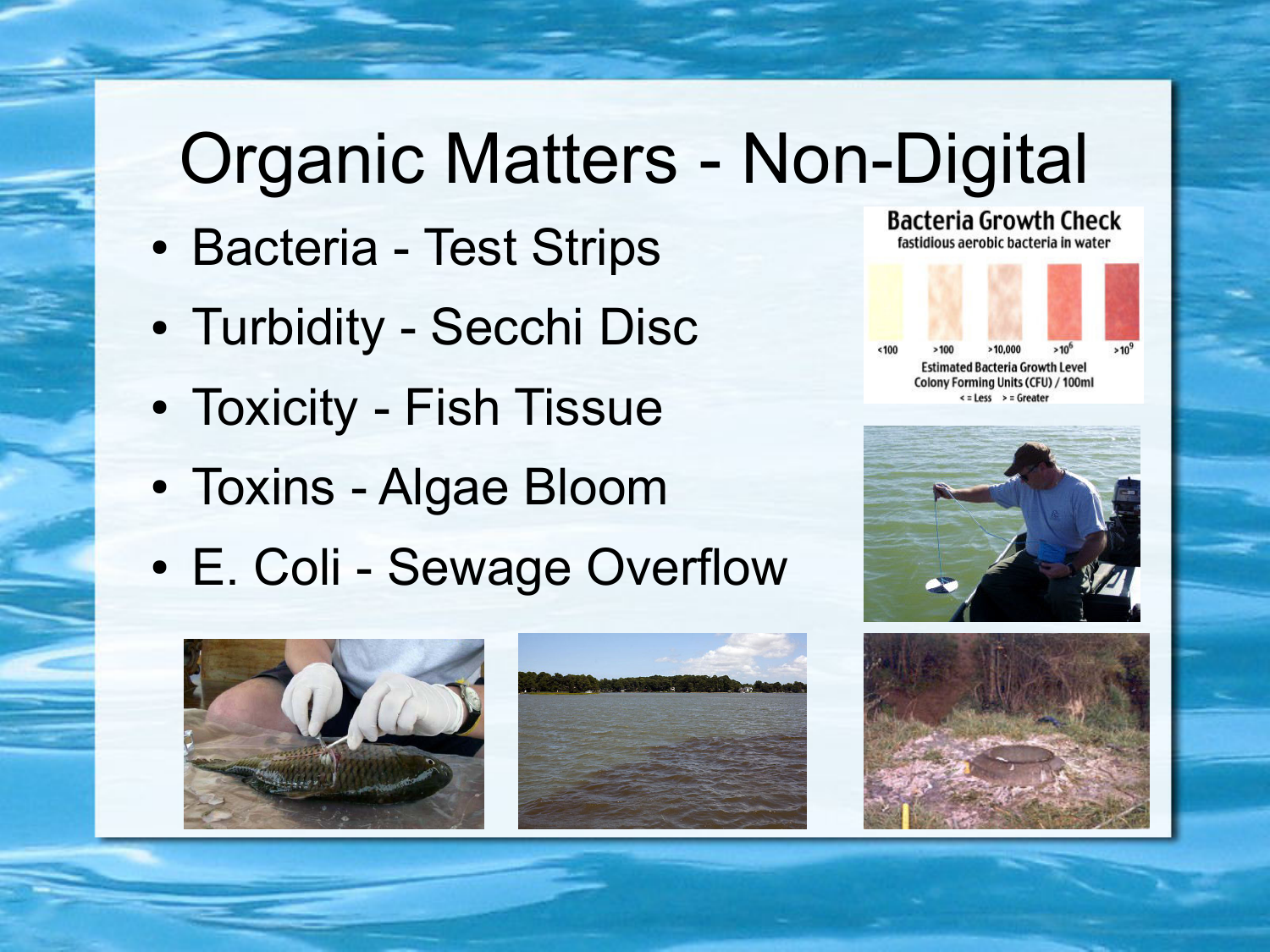# Organic Matters - Non-Digital

- Bacteria - Test Strips
- Turbidity - Secchi Disc
- Toxicity - Fish Tissue
- Toxins - Algae Bloom
- E. Coli - Sewage Overflow

**Bacteria Growth Check**
fastidious aerobic bacteria in water

| <100 | >100 | >10,000 | $>10^6$ | $>10^9$ |
|---|---|---|---|---|

Estimated Bacteria Growth Level
Colony Forming Units (CFU) / 100ml
< = Less  > = Greater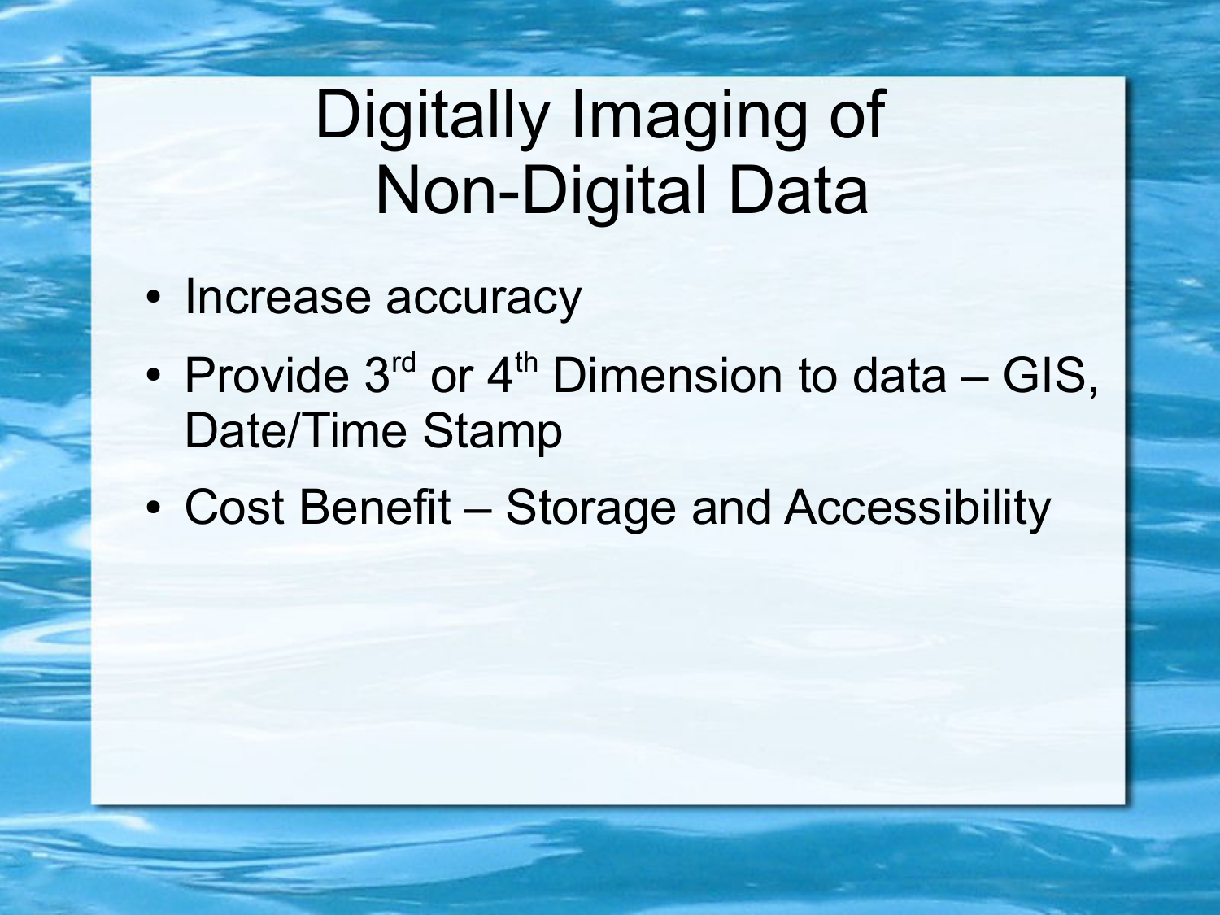# Digitally Imaging of Non-Digital Data

- Increase accuracy
- Provide 3rd or 4th Dimension to data – GIS, Date/Time Stamp
- Cost Benefit – Storage and Accessibility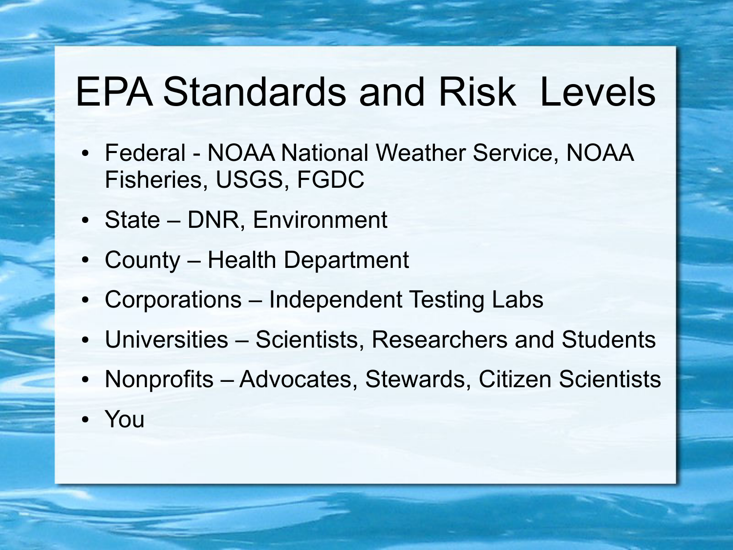# EPA Standards and Risk Levels

- Federal - NOAA National Weather Service, NOAA Fisheries, USGS, FGDC
- State – DNR, Environment
- County – Health Department
- Corporations – Independent Testing Labs
- Universities – Scientists, Researchers and Students
- Nonprofits – Advocates, Stewards, Citizen Scientists
- You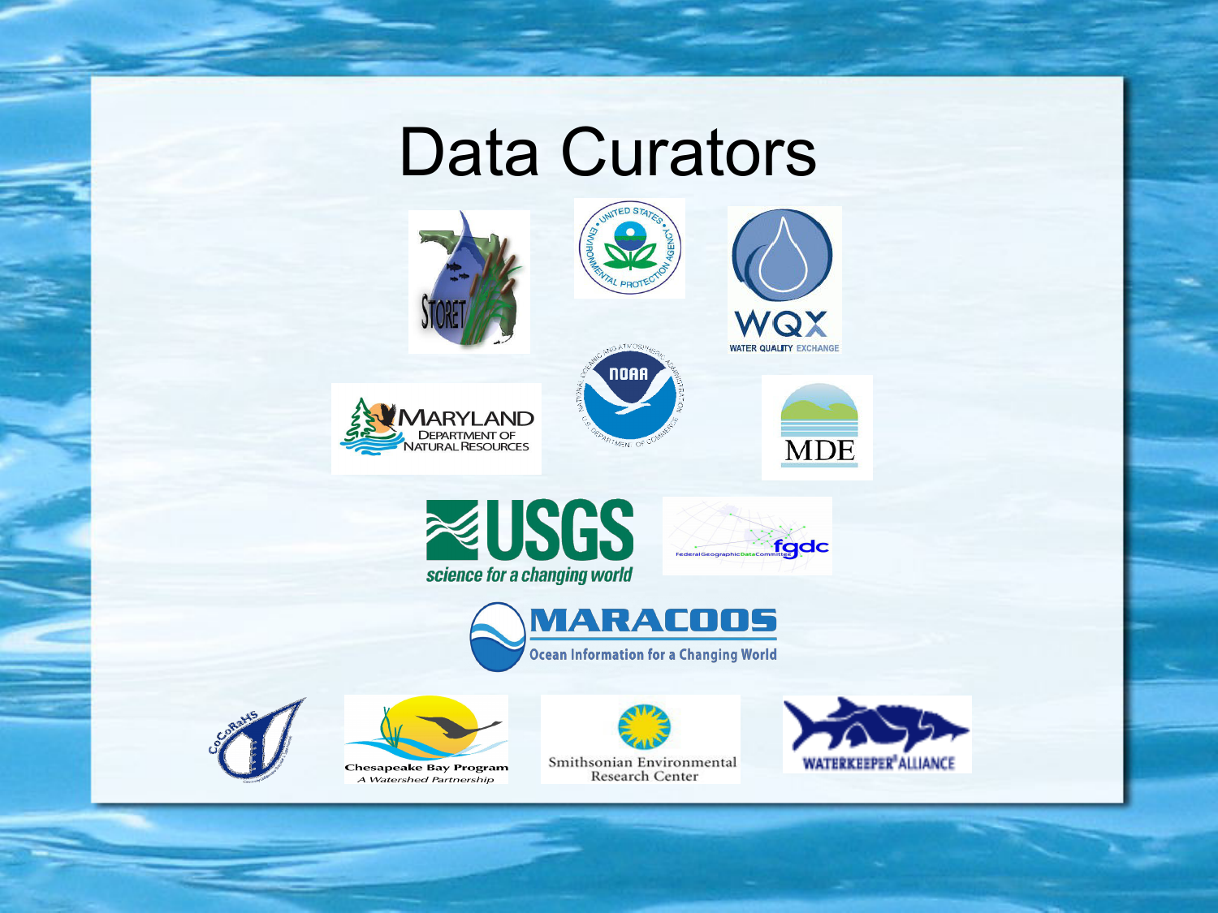# Data Curators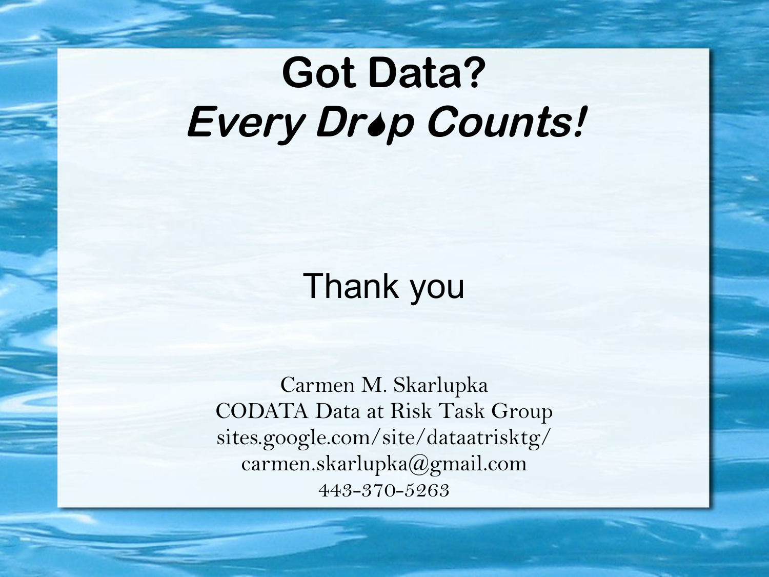# Got Data?
## *Every Dr💧p Counts!*

Thank you

Carmen M. Skarlupka
CODATA Data at Risk Task Group
sites.google.com/site/dataatrisktg/
carmen.skarlupka@gmail.com
443-370-5263